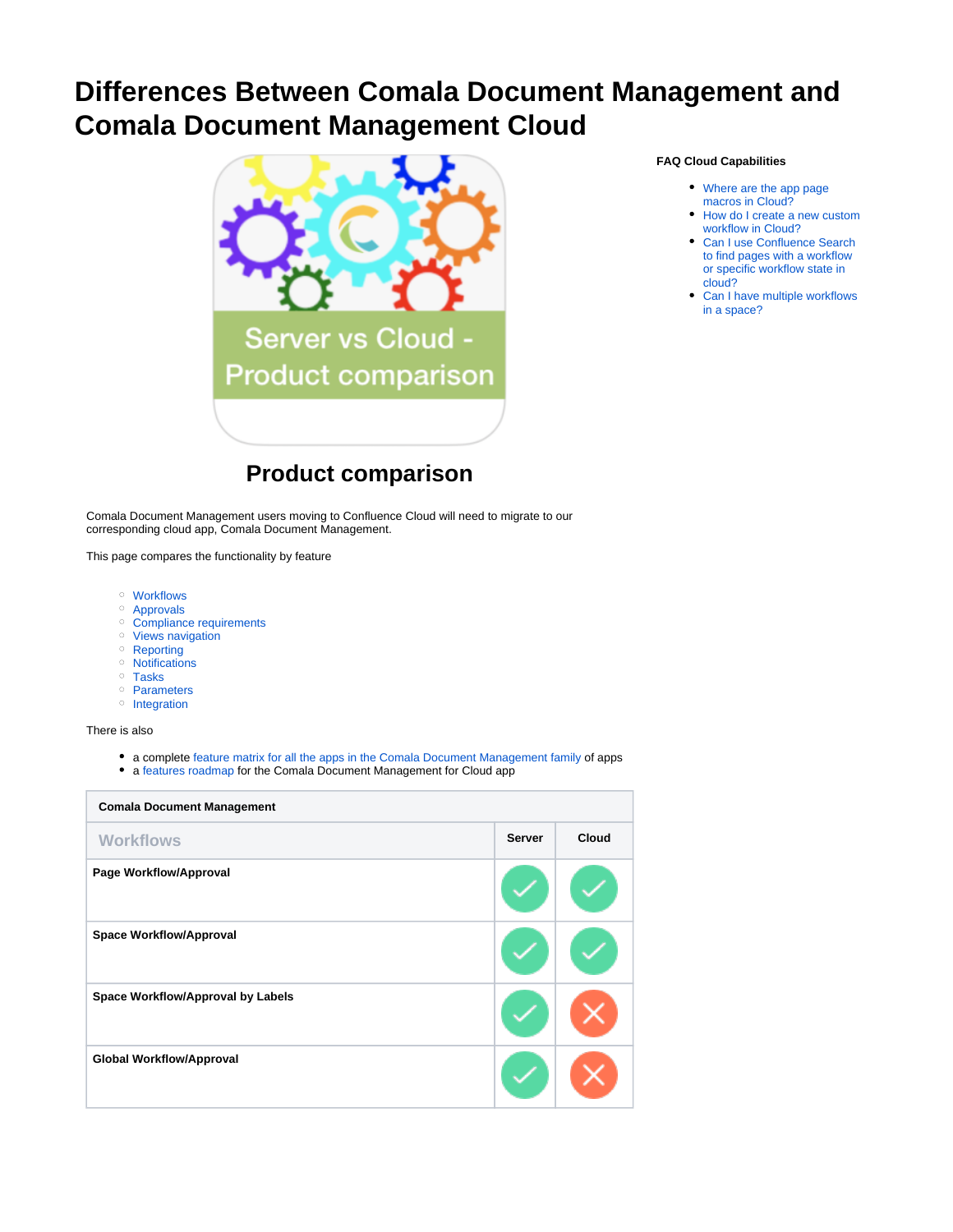# Differences Between Comala Document Management and Comala Document Management Cloud

**FAQ Cloud Capabilities**

- Where are the app page macros in Cloud?
- How do I create a new custom workflow in Cloud?
- Can I use Confluence Search to find pages with a workflow or specific workflow state in cloud?
- Can I have multiple workflows in a space?

Server vs Cloud - Product comparison

## Product comparison

Comala Document Management users moving to Confluence Cloud will need to migrate to our corresponding cloud app, Comala Document Management.

This page compares the functionality by feature

- Workflows
- Approvals
- Compliance requirements
- Views navigation
- Reporting
- Notifications
- Tasks
- Parameters
- Integration

There is also

- a complete feature matrix for all the apps in the Comala Document Management family of apps
- a features roadmap for the Comala Document Management for Cloud app

| Comala Document Management | | |
|---|---|---|
| **Workflows** | **Server** | **Cloud** |
| **Page Workflow/Approval** | ✓ | ✓ |
| **Space Workflow/Approval** | ✓ | ✓ |
| **Space Workflow/Approval by Labels** | ✓ | ✗ |
| **Global Workflow/Approval** | ✓ | ✗ |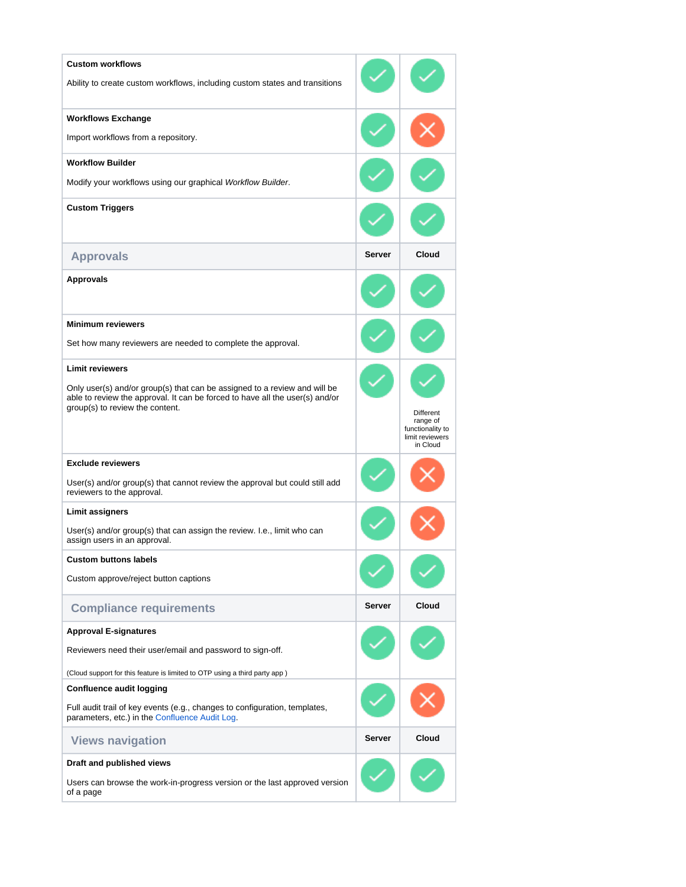| | | |
|---|---|---|
| **Custom workflows**<br><br>Ability to create custom workflows, including custom states and transitions | ✓ | ✓ |
| **Workflows Exchange**<br><br>Import workflows from a repository. | ✓ | ✗ |
| **Workflow Builder**<br><br>Modify your workflows using our graphical *Workflow Builder*. | ✓ | ✓ |
| **Custom Triggers** | ✓ | ✓ |
| **Approvals** | **Server** | **Cloud** |
| **Approvals** | ✓ | ✓ |
| **Minimum reviewers**<br><br>Set how many reviewers are needed to complete the approval. | ✓ | ✓ |
| **Limit reviewers**<br><br>Only user(s) and/or group(s) that can be assigned to a review and will be able to review the approval. It can be forced to have all the user(s) and/or group(s) to review the content. | ✓ | ✓<br><br>Different range of functionality to limit reviewers in Cloud |
| **Exclude reviewers**<br><br>User(s) and/or group(s) that cannot review the approval but could still add reviewers to the approval. | ✓ | ✗ |
| **Limit assigners**<br><br>User(s) and/or group(s) that can assign the review. I.e., limit who can assign users in an approval. | ✓ | ✗ |
| **Custom buttons labels**<br><br>Custom approve/reject button captions | ✓ | ✓ |
| **Compliance requirements** | **Server** | **Cloud** |
| **Approval E-signatures**<br><br>Reviewers need their user/email and password to sign-off.<br><br>(Cloud support for this feature is limited to OTP using a third party app ) | ✓ | ✓ |
| **Confluence audit logging**<br><br>Full audit trail of key events (e.g., changes to configuration, templates, parameters, etc.) in the Confluence Audit Log. | ✓ | ✗ |
| **Views navigation** | **Server** | **Cloud** |
| **Draft and published views**<br><br>Users can browse the work-in-progress version or the last approved version of a page | ✓ | ✓ |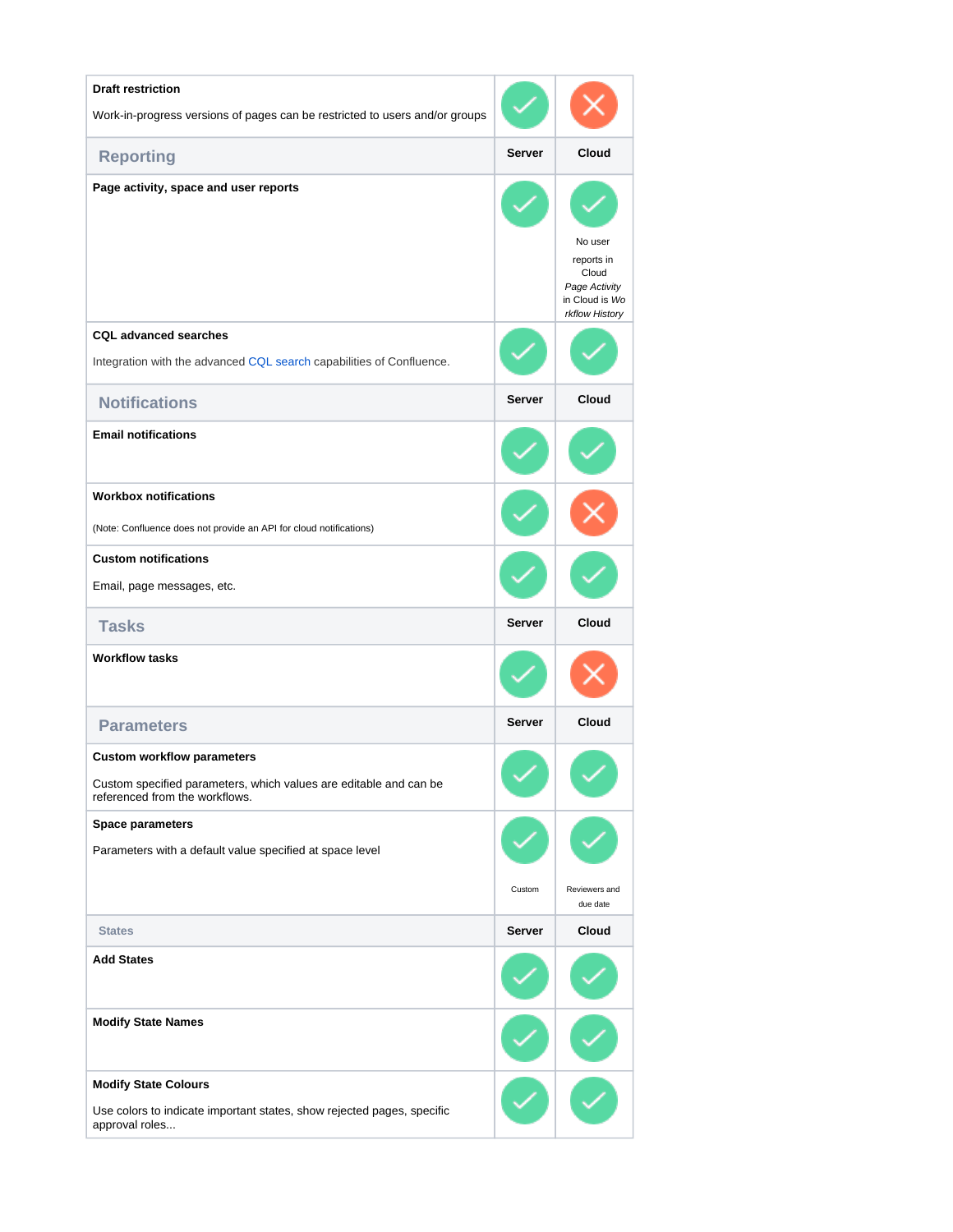| | | |
|---|---|---|
| **Draft restriction**<br><br>Work-in-progress versions of pages can be restricted to users and/or groups | ✓ | ✗ |
| **Reporting** | **Server** | **Cloud** |
| **Page activity, space and user reports** | ✓ | ✓<br>No user reports in Cloud<br>*Page Activity* in Cloud is *Workflow History* |
| **CQL advanced searches**<br><br>Integration with the advanced CQL search capabilities of Confluence. | ✓ | ✓ |
| **Notifications** | **Server** | **Cloud** |
| **Email notifications** | ✓ | ✓ |
| **Workbox notifications**<br><br>(Note: Confluence does not provide an API for cloud notifications) | ✓ | ✗ |
| **Custom notifications**<br><br>Email, page messages, etc. | ✓ | ✓ |
| **Tasks** | **Server** | **Cloud** |
| **Workflow tasks** | ✓ | ✗ |
| **Parameters** | **Server** | **Cloud** |
| **Custom workflow parameters**<br><br>Custom specified parameters, which values are editable and can be referenced from the workflows. | ✓ | ✓ |
| **Space parameters**<br><br>Parameters with a default value specified at space level | ✓<br>Custom | ✓<br>Reviewers and due date |
| **States** | **Server** | **Cloud** |
| **Add States** | ✓ | ✓ |
| **Modify State Names** | ✓ | ✓ |
| **Modify State Colours**<br><br>Use colors to indicate important states, show rejected pages, specific approval roles... | ✓ | ✓ |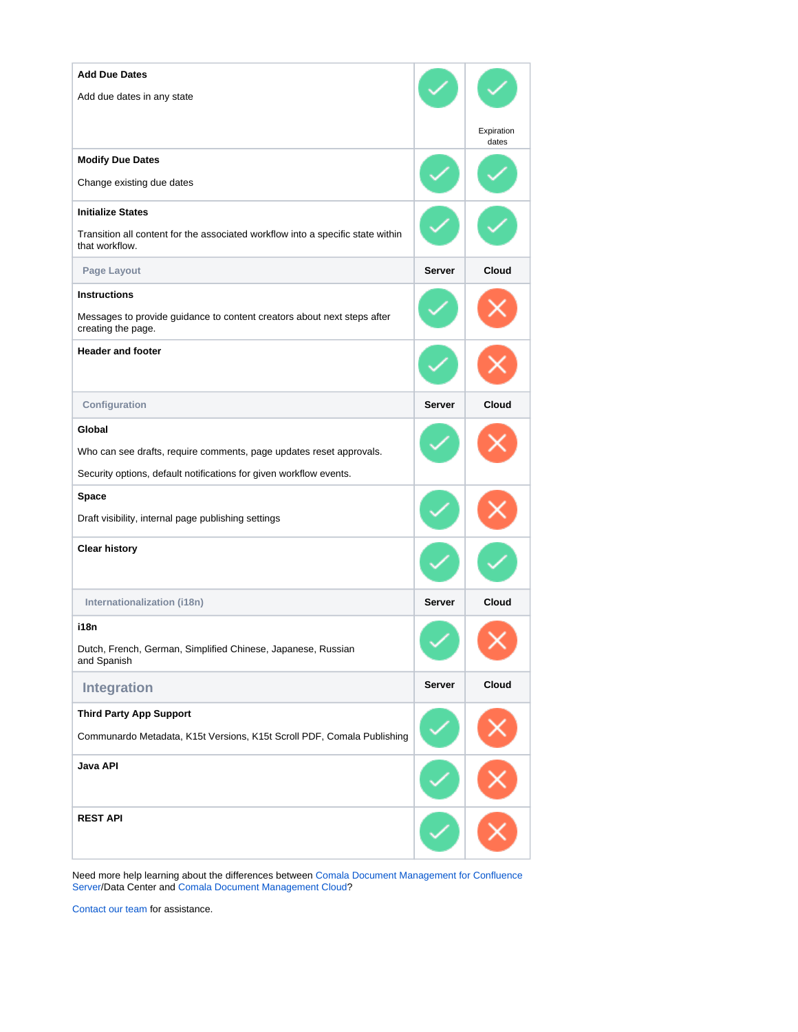| | | |
|---|---|---|
| **Add Due Dates**<br><br>Add due dates in any state | ✓ | ✓<br><br>Expiration dates |
| **Modify Due Dates**<br><br>Change existing due dates | ✓ | ✓ |
| **Initialize States**<br><br>Transition all content for the associated workflow into a specific state within that workflow. | ✓ | ✓ |
| Page Layout | **Server** | **Cloud** |
| **Instructions**<br><br>Messages to provide guidance to content creators about next steps after creating the page. | ✓ | ✗ |
| **Header and footer** | ✓ | ✗ |
| Configuration | **Server** | **Cloud** |
| **Global**<br><br>Who can see drafts, require comments, page updates reset approvals.<br><br>Security options, default notifications for given workflow events. | ✓ | ✗ |
| **Space**<br><br>Draft visibility, internal page publishing settings | ✓ | ✗ |
| **Clear history** | ✓ | ✓ |
| Internationalization (i18n) | **Server** | **Cloud** |
| **i18n**<br><br>Dutch, French, German, Simplified Chinese, Japanese, Russian and Spanish | ✓ | ✗ |
| Integration | **Server** | **Cloud** |
| **Third Party App Support**<br><br>Communardo Metadata, K15t Versions, K15t Scroll PDF, Comala Publishing | ✓ | ✗ |
| **Java API** | ✓ | ✗ |
| **REST API** | ✓ | ✗ |

Need more help learning about the differences between Comala Document Management for Confluence Server/Data Center and Comala Document Management Cloud?

Contact our team for assistance.